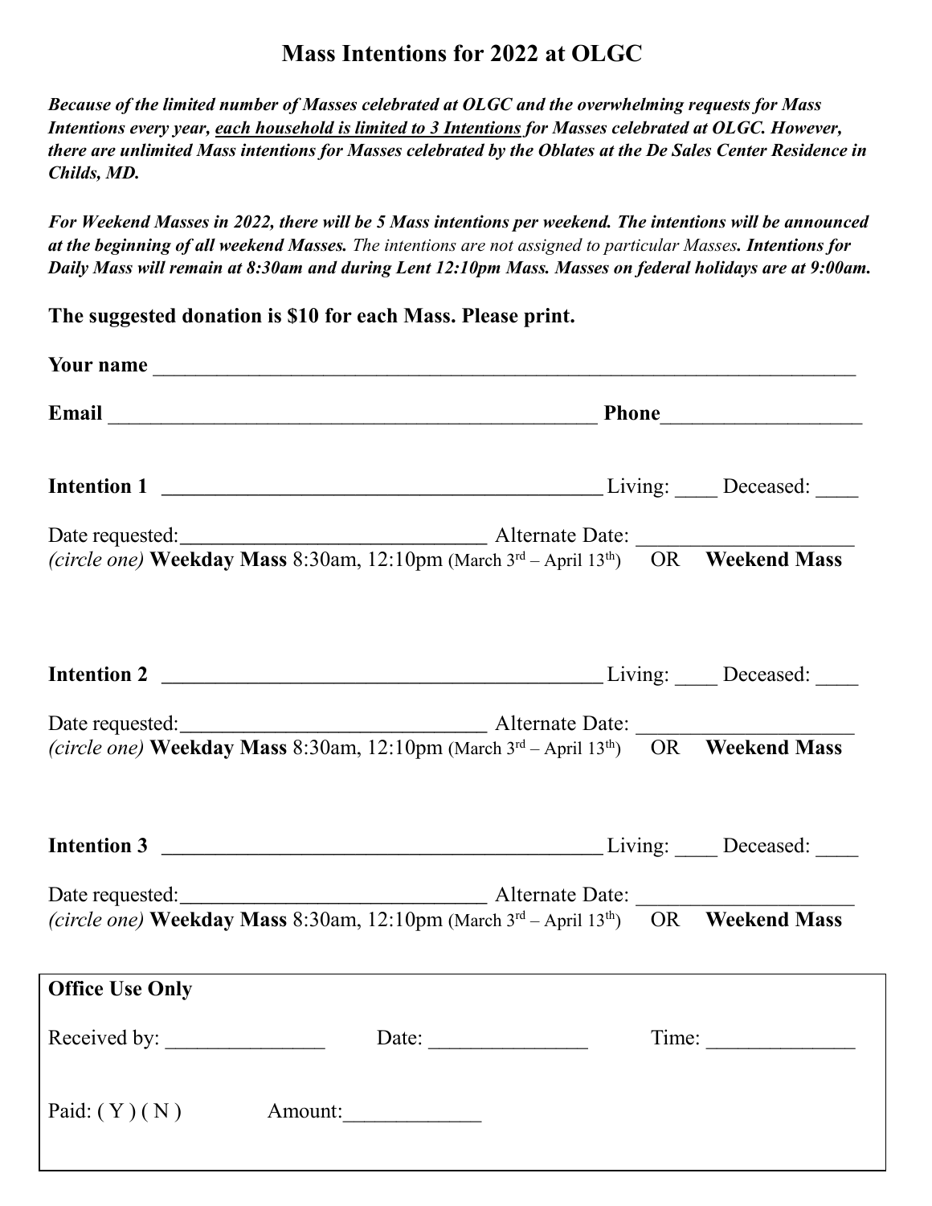# Mass Intentions for 2022 at OLGC

***Because of the limited number of Masses celebrated at OLGC and the overwhelming requests for Mass Intentions every year, each household is limited to 3 Intentions for Masses celebrated at OLGC. However, there are unlimited Mass intentions for Masses celebrated by the Oblates at the De Sales Center Residence in Childs, MD.***

***For Weekend Masses in 2022, there will be 5 Mass intentions per weekend. The intentions will be announced at the beginning of all weekend Masses.*** *The intentions are not assigned to particular Masses.* ***Intentions for Daily Mass will remain at 8:30am and during Lent 12:10pm Mass. Masses on federal holidays are at 9:00am.***

**The suggested donation is $10 for each Mass. Please print.**

**Your name** ___________________________________________________________________

**Email** _______________________________________________ **Phone**__________________

**Intention 1** ___________________________________________ Living: ____ Deceased: ____

Date requested:______________________________ Alternate Date: ____________________
*(circle one)* **Weekday Mass** 8:30am, 12:10pm (March 3rd – April 13th) OR **Weekend Mass**

**Intention 2** ___________________________________________ Living: ____ Deceased: ____

Date requested:______________________________ Alternate Date: ____________________
*(circle one)* **Weekday Mass** 8:30am, 12:10pm (March 3rd – April 13th) OR **Weekend Mass**

**Intention 3** ___________________________________________ Living: ____ Deceased: ____

Date requested:______________________________ Alternate Date: ____________________
*(circle one)* **Weekday Mass** 8:30am, 12:10pm (March 3rd – April 13th) OR **Weekend Mass**

**Office Use Only**

Received by: _______________ Date: _______________ Time: ______________

Paid: ( Y ) ( N ) Amount:_____________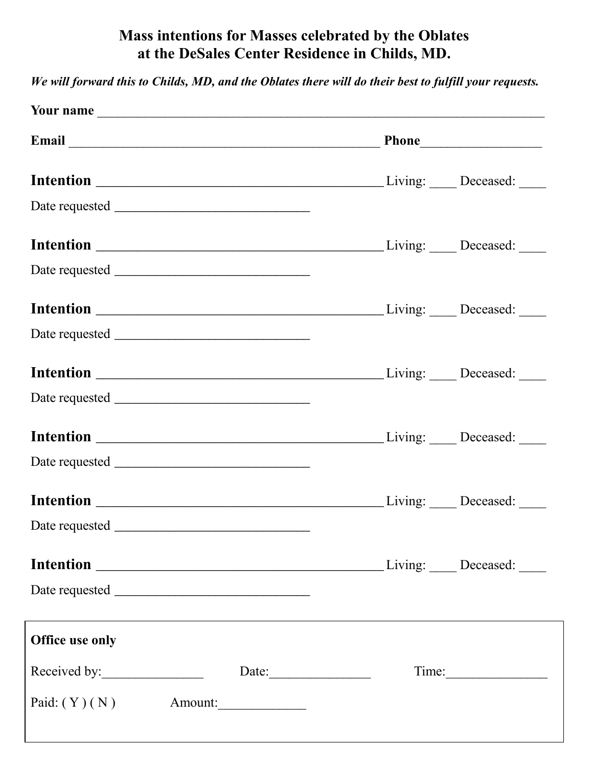**Mass intentions for Masses celebrated by the Oblates at the DeSales Center Residence in Childs, MD.**

***We will forward this to Childs, MD, and the Oblates there will do their best to fulfill your requests.***

**Your name** ____________________________________________________________________

**Email** _______________________________________________ **Phone**__________________

**Intention** ___________________________________________ Living: ____ Deceased: ____

Date requested ______________________________

**Intention** ___________________________________________ Living: ____ Deceased: ____

Date requested ______________________________

**Intention** ___________________________________________ Living: ____ Deceased: ____

Date requested ______________________________

**Intention** ___________________________________________ Living: ____ Deceased: ____

Date requested ______________________________

**Intention** ___________________________________________ Living: ____ Deceased: ____

Date requested ______________________________

**Intention** ___________________________________________ Living: ____ Deceased: ____

Date requested ______________________________

**Intention** ___________________________________________ Living: ____ Deceased: ____

Date requested ______________________________

**Office use only**

Received by:_______________ Date:_______________ Time:_______________

Paid: ( Y ) ( N ) Amount:_____________